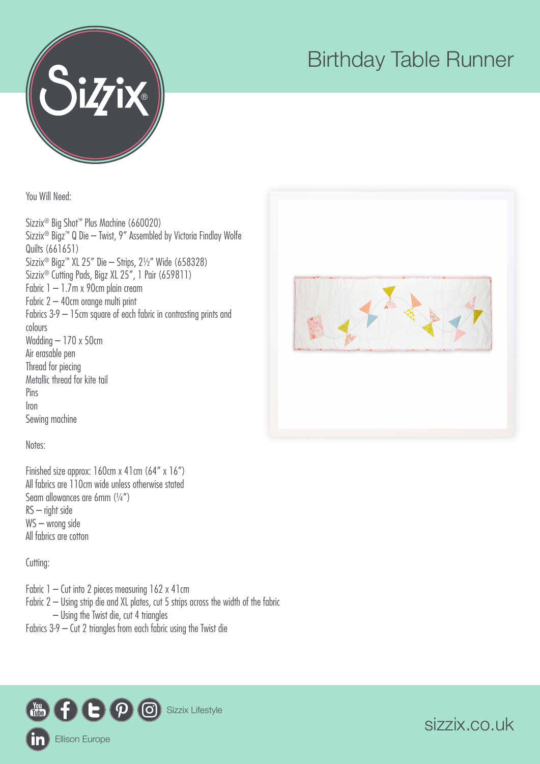# Birthday Table Runner

You Will Need:

Sizzix® Big Shot™ Plus Machine (660020)
Sizzix® Bigz™ Q Die – Twist, 9" Assembled by Victoria Findlay Wolfe Quilts (661651)
Sizzix® Bigz™ XL 25" Die – Strips, 2½" Wide (658328)
Sizzix® Cutting Pads, Bigz XL 25", 1 Pair (659811)
Fabric 1 – 1.7m x 90cm plain cream
Fabric 2 – 40cm orange multi print
Fabrics 3-9 – 15cm square of each fabric in contrasting prints and colours
Wadding – 170 x 50cm
Air erasable pen
Thread for piecing
Metallic thread for kite tail
Pins
Iron
Sewing machine

Notes:

Finished size approx: 160cm x 41cm (64" x 16")
All fabrics are 110cm wide unless otherwise stated
Seam allowances are 6mm (¼")
RS – right side
WS – wrong side
All fabrics are cotton

Cutting:

Fabric 1 – Cut into 2 pieces measuring 162 x 41cm
Fabric 2 – Using strip die and XL plates, cut 5 strips across the width of the fabric
– Using the Twist die, cut 4 triangles
Fabrics 3-9 – Cut 2 triangles from each fabric using the Twist die

Sizzix Lifestyle

Ellison Europe

sizzix.co.uk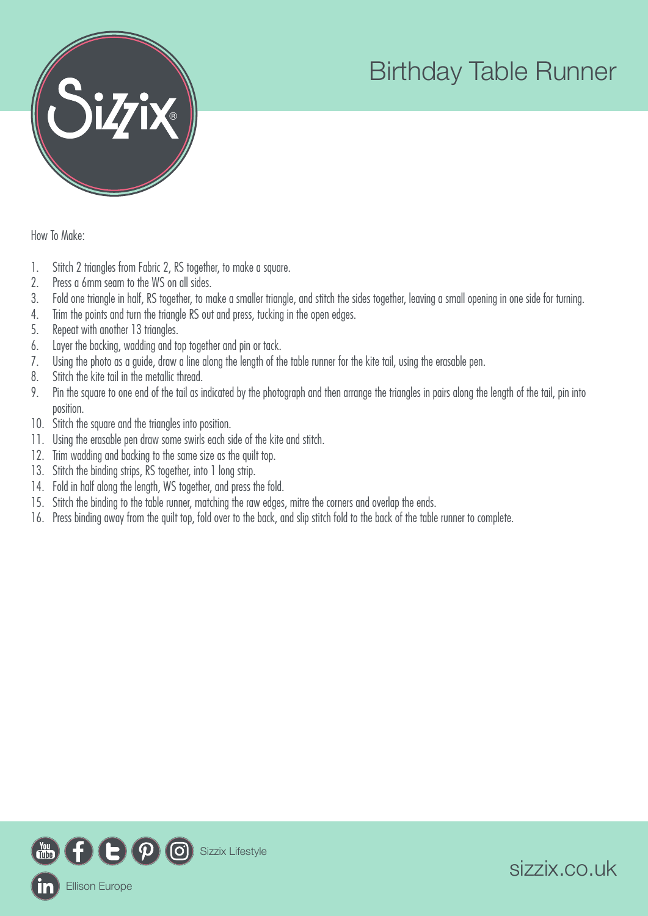# Birthday Table Runner

How To Make:

1. Stitch 2 triangles from Fabric 2, RS together, to make a square.
2. Press a 6mm seam to the WS on all sides.
3. Fold one triangle in half, RS together, to make a smaller triangle, and stitch the sides together, leaving a small opening in one side for turning.
4. Trim the points and turn the triangle RS out and press, tucking in the open edges.
5. Repeat with another 13 triangles.
6. Layer the backing, wadding and top together and pin or tack.
7. Using the photo as a guide, draw a line along the length of the table runner for the kite tail, using the erasable pen.
8. Stitch the kite tail in the metallic thread.
9. Pin the square to one end of the tail as indicated by the photograph and then arrange the triangles in pairs along the length of the tail, pin into position.
10. Stitch the square and the triangles into position.
11. Using the erasable pen draw some swirls each side of the kite and stitch.
12. Trim wadding and backing to the same size as the quilt top.
13. Stitch the binding strips, RS together, into 1 long strip.
14. Fold in half along the length, WS together, and press the fold.
15. Stitch the binding to the table runner, matching the raw edges, mitre the corners and overlap the ends.
16. Press binding away from the quilt top, fold over to the back, and slip stitch fold to the back of the table runner to complete.

Sizzix Lifestyle

Ellison Europe

sizzix.co.uk